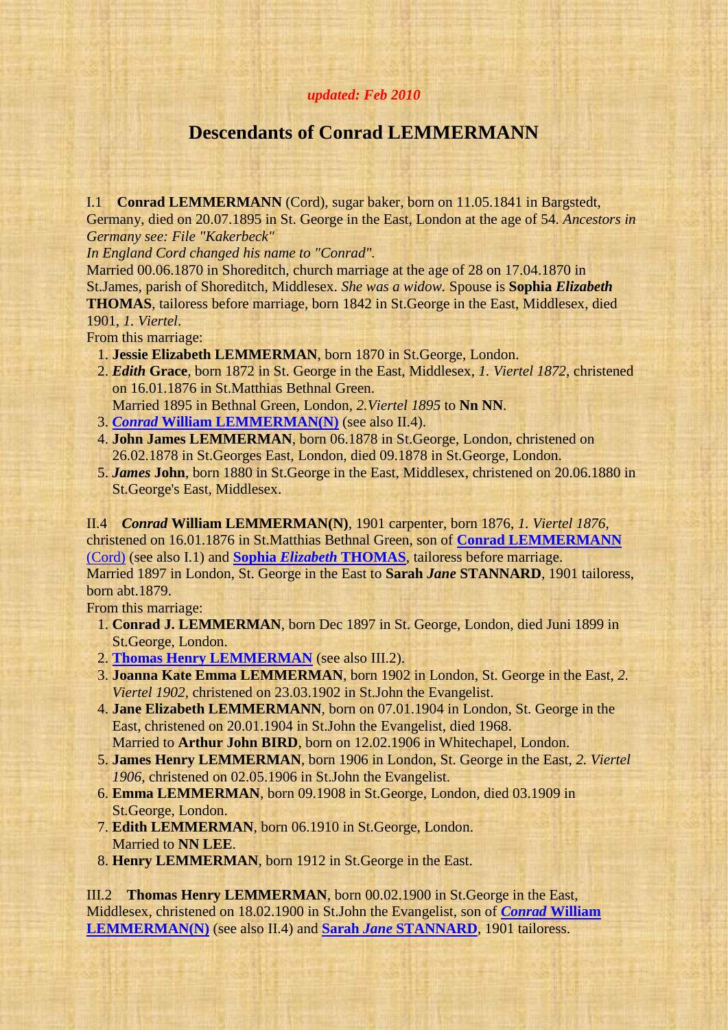*updated: Feb 2010*

# Descendants of Conrad LEMMERMANN

I.1 **Conrad LEMMERMANN** (Cord), sugar baker, born on 11.05.1841 in Bargstedt, Germany, died on 20.07.1895 in St. George in the East, London at the age of 54. *Ancestors in Germany see: File "Kakerbeck"*
*In England Cord changed his name to "Conrad".*
Married 00.06.1870 in Shoreditch, church marriage at the age of 28 on 17.04.1870 in St.James, parish of Shoreditch, Middlesex. *She was a widow.* Spouse is **Sophia *Elizabeth* THOMAS**, tailoress before marriage, born 1842 in St.George in the East, Middlesex, died 1901, *1. Viertel*.
From this marriage:

1. **Jessie Elizabeth LEMMERMAN**, born 1870 in St.George, London.
2. ***Edith* Grace**, born 1872 in St. George in the East, Middlesex, *1. Viertel 1872*, christened on 16.01.1876 in St.Matthias Bethnal Green.
   Married 1895 in Bethnal Green, London, *2.Viertel 1895* to **Nn NN**.
3. ***Conrad* William LEMMERMAN(N)** (see also II.4).
4. **John James LEMMERMAN**, born 06.1878 in St.George, London, christened on 26.02.1878 in St.Georges East, London, died 09.1878 in St.George, London.
5. ***James* John**, born 1880 in St.George in the East, Middlesex, christened on 20.06.1880 in St.George's East, Middlesex.

II.4 ***Conrad* William LEMMERMAN(N)**, 1901 carpenter, born 1876, *1. Viertel 1876*, christened on 16.01.1876 in St.Matthias Bethnal Green, son of **Conrad LEMMERMANN** (Cord) (see also I.1) and **Sophia *Elizabeth* THOMAS**, tailoress before marriage.
Married 1897 in London, St. George in the East to **Sarah *Jane* STANNARD**, 1901 tailoress, born abt.1879.
From this marriage:

1. **Conrad J. LEMMERMAN**, born Dec 1897 in St. George, London, died Juni 1899 in St.George, London.
2. **Thomas Henry LEMMERMAN** (see also III.2).
3. **Joanna Kate Emma LEMMERMAN**, born 1902 in London, St. George in the East, *2. Viertel 1902*, christened on 23.03.1902 in St.John the Evangelist.
4. **Jane Elizabeth LEMMERMANN**, born on 07.01.1904 in London, St. George in the East, christened on 20.01.1904 in St.John the Evangelist, died 1968.
   Married to **Arthur John BIRD**, born on 12.02.1906 in Whitechapel, London.
5. **James Henry LEMMERMAN**, born 1906 in London, St. George in the East, *2. Viertel 1906*, christened on 02.05.1906 in St.John the Evangelist.
6. **Emma LEMMERMAN**, born 09.1908 in St.George, London, died 03.1909 in St.George, London.
7. **Edith LEMMERMAN**, born 06.1910 in St.George, London.
   Married to **NN LEE**.
8. **Henry LEMMERMAN**, born 1912 in St.George in the East.

III.2 **Thomas Henry LEMMERMAN**, born 00.02.1900 in St.George in the East, Middlesex, christened on 18.02.1900 in St.John the Evangelist, son of ***Conrad* William LEMMERMAN(N)** (see also II.4) and **Sarah *Jane* STANNARD**, 1901 tailoress.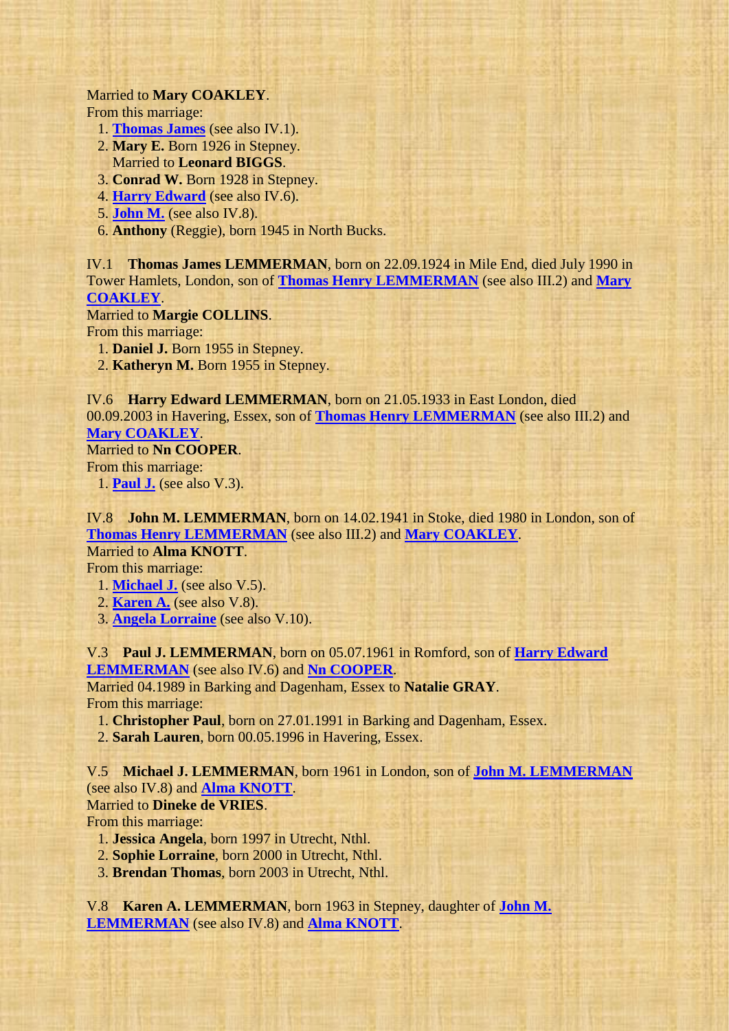Married to **Mary COAKLEY**.
From this marriage:

1. **Thomas James** (see also IV.1).
2. **Mary E.** Born 1926 in Stepney.
   Married to **Leonard BIGGS**.
3. **Conrad W.** Born 1928 in Stepney.
4. **Harry Edward** (see also IV.6).
5. **John M.** (see also IV.8).
6. **Anthony** (Reggie), born 1945 in North Bucks.

IV.1 **Thomas James LEMMERMAN**, born on 22.09.1924 in Mile End, died July 1990 in Tower Hamlets, London, son of **Thomas Henry LEMMERMAN** (see also III.2) and **Mary COAKLEY**.
Married to **Margie COLLINS**.
From this marriage:

1. **Daniel J.** Born 1955 in Stepney.
2. **Katheryn M.** Born 1955 in Stepney.

IV.6 **Harry Edward LEMMERMAN**, born on 21.05.1933 in East London, died 00.09.2003 in Havering, Essex, son of **Thomas Henry LEMMERMAN** (see also III.2) and **Mary COAKLEY**.
Married to **Nn COOPER**.
From this marriage:

1. **Paul J.** (see also V.3).

IV.8 **John M. LEMMERMAN**, born on 14.02.1941 in Stoke, died 1980 in London, son of **Thomas Henry LEMMERMAN** (see also III.2) and **Mary COAKLEY**.
Married to **Alma KNOTT**.
From this marriage:

1. **Michael J.** (see also V.5).
2. **Karen A.** (see also V.8).
3. **Angela Lorraine** (see also V.10).

V.3 **Paul J. LEMMERMAN**, born on 05.07.1961 in Romford, son of **Harry Edward LEMMERMAN** (see also IV.6) and **Nn COOPER**.
Married 04.1989 in Barking and Dagenham, Essex to **Natalie GRAY**.
From this marriage:

1. **Christopher Paul**, born on 27.01.1991 in Barking and Dagenham, Essex.
2. **Sarah Lauren**, born 00.05.1996 in Havering, Essex.

V.5 **Michael J. LEMMERMAN**, born 1961 in London, son of **John M. LEMMERMAN** (see also IV.8) and **Alma KNOTT**.
Married to **Dineke de VRIES**.
From this marriage:

1. **Jessica Angela**, born 1997 in Utrecht, Nthl.
2. **Sophie Lorraine**, born 2000 in Utrecht, Nthl.
3. **Brendan Thomas**, born 2003 in Utrecht, Nthl.

V.8 **Karen A. LEMMERMAN**, born 1963 in Stepney, daughter of **John M. LEMMERMAN** (see also IV.8) and **Alma KNOTT**.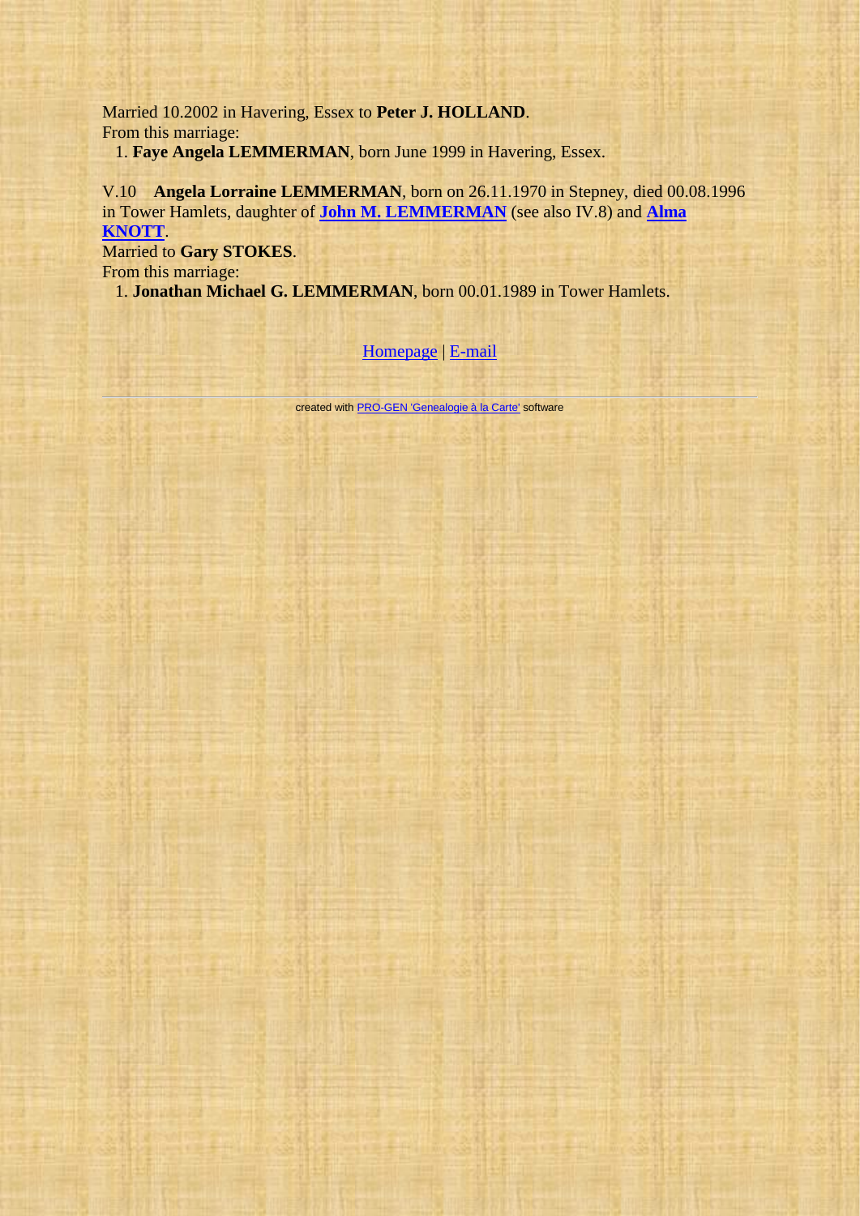Married 10.2002 in Havering, Essex to **Peter J. HOLLAND**.
From this marriage:

1. **Faye Angela LEMMERMAN**, born June 1999 in Havering, Essex.

V.10 **Angela Lorraine LEMMERMAN**, born on 26.11.1970 in Stepney, died 00.08.1996 in Tower Hamlets, daughter of **John M. LEMMERMAN** (see also IV.8) and **Alma KNOTT**.
Married to **Gary STOKES**.
From this marriage:

1. **Jonathan Michael G. LEMMERMAN**, born 00.01.1989 in Tower Hamlets.

Homepage | E-mail

created with PRO-GEN 'Genealogie à la Carte' software